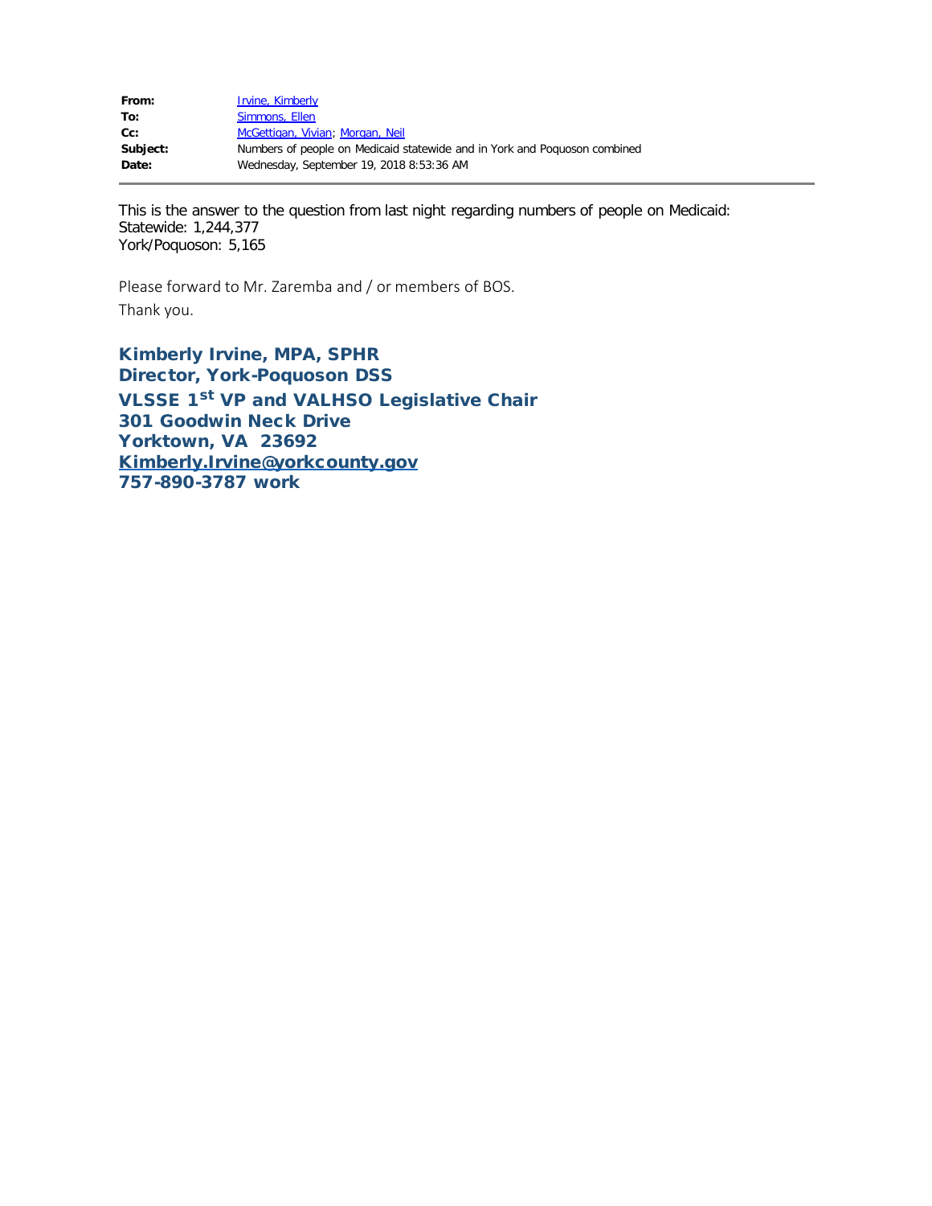| | |
|---|---|
| **From:** | Irvine, Kimberly |
| **To:** | Simmons, Ellen |
| **Cc:** | McGettigan, Vivian; Morgan, Neil |
| **Subject:** | Numbers of people on Medicaid statewide and in York and Poquoson combined |
| **Date:** | Wednesday, September 19, 2018 8:53:36 AM |

---

This is the answer to the question from last night regarding numbers of people on Medicaid:
Statewide: 1,244,377
York/Poquoson: 5,165

Please forward to Mr. Zaremba and / or members of BOS.

Thank you.

**Kimberly Irvine, MPA, SPHR**
**Director, York-Poquoson DSS**
**VLSSE 1st VP and VALHSO Legislative Chair**
**301 Goodwin Neck Drive**
**Yorktown, VA  23692**
**Kimberly.Irvine@yorkcounty.gov**
**757-890-3787 work**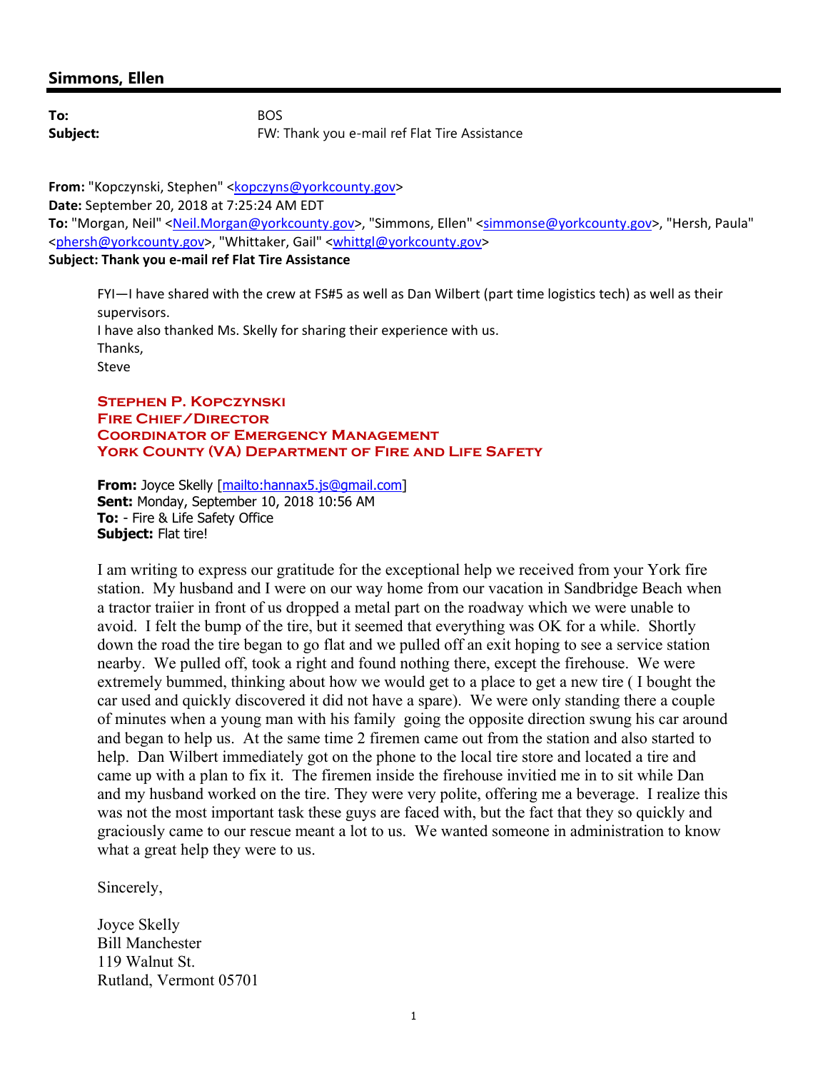## Simmons, Ellen

**To:** BOS
**Subject:** FW: Thank you e-mail ref Flat Tire Assistance

**From:** "Kopczynski, Stephen" <kopczyns@yorkcounty.gov>
**Date:** September 20, 2018 at 7:25:24 AM EDT
**To:** "Morgan, Neil" <Neil.Morgan@yorkcounty.gov>, "Simmons, Ellen" <simmonse@yorkcounty.gov>, "Hersh, Paula" <phersh@yorkcounty.gov>, "Whittaker, Gail" <whittgl@yorkcounty.gov>
**Subject: Thank you e-mail ref Flat Tire Assistance**

FYI—I have shared with the crew at FS#5 as well as Dan Wilbert (part time logistics tech) as well as their supervisors.
I have also thanked Ms. Skelly for sharing their experience with us.
Thanks,
Steve

**Stephen P. Kopczynski**
**Fire Chief/Director**
**Coordinator of Emergency Management**
**York County (VA) Department of Fire and Life Safety**

**From:** Joyce Skelly [mailto:hannax5.js@gmail.com]
**Sent:** Monday, September 10, 2018 10:56 AM
**To:** - Fire & Life Safety Office
**Subject:** Flat tire!

I am writing to express our gratitude for the exceptional help we received from your York fire station. My husband and I were on our way home from our vacation in Sandbridge Beach when a tractor traiier in front of us dropped a metal part on the roadway which we were unable to avoid. I felt the bump of the tire, but it seemed that everything was OK for a while. Shortly down the road the tire began to go flat and we pulled off an exit hoping to see a service station nearby. We pulled off, took a right and found nothing there, except the firehouse. We were extremely bummed, thinking about how we would get to a place to get a new tire ( I bought the car used and quickly discovered it did not have a spare). We were only standing there a couple of minutes when a young man with his family going the opposite direction swung his car around and began to help us. At the same time 2 firemen came out from the station and also started to help. Dan Wilbert immediately got on the phone to the local tire store and located a tire and came up with a plan to fix it. The firemen inside the firehouse invitied me in to sit while Dan and my husband worked on the tire. They were very polite, offering me a beverage. I realize this was not the most important task these guys are faced with, but the fact that they so quickly and graciously came to our rescue meant a lot to us. We wanted someone in administration to know what a great help they were to us.

Sincerely,

Joyce Skelly
Bill Manchester
119 Walnut St.
Rutland, Vermont 05701